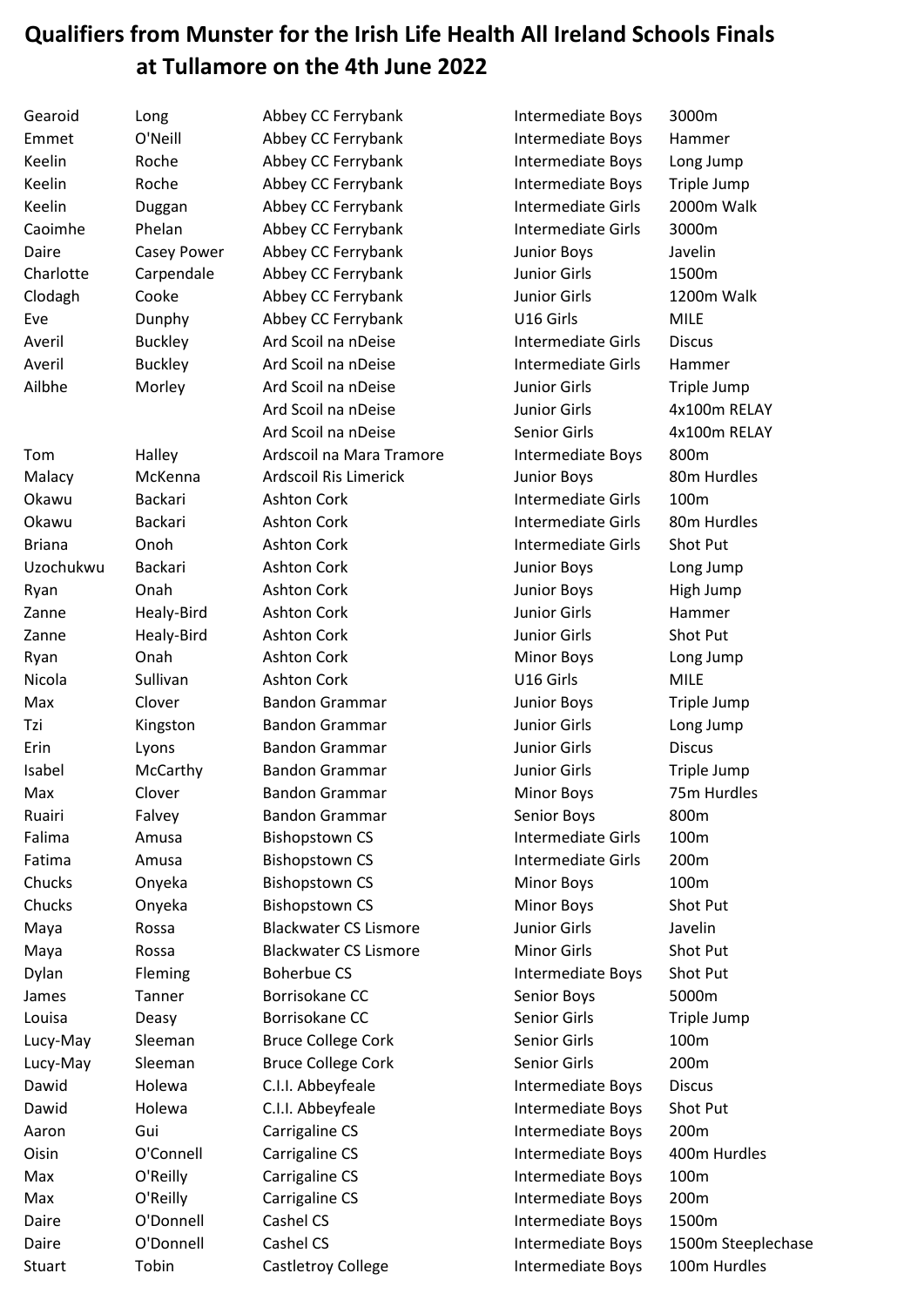# Qualifiers from Munster for the Irish Life Health All Ireland Schools Finals at Tullamore on the 4th June 2022

| | | | | |
|---|---|---|---|---|
| Gearoid | Long | Abbey CC Ferrybank | Intermediate Boys | 3000m |
| Emmet | O'Neill | Abbey CC Ferrybank | Intermediate Boys | Hammer |
| Keelin | Roche | Abbey CC Ferrybank | Intermediate Boys | Long Jump |
| Keelin | Roche | Abbey CC Ferrybank | Intermediate Boys | Triple Jump |
| Keelin | Duggan | Abbey CC Ferrybank | Intermediate Girls | 2000m Walk |
| Caoimhe | Phelan | Abbey CC Ferrybank | Intermediate Girls | 3000m |
| Daire | Casey Power | Abbey CC Ferrybank | Junior Boys | Javelin |
| Charlotte | Carpendale | Abbey CC Ferrybank | Junior Girls | 1500m |
| Clodagh | Cooke | Abbey CC Ferrybank | Junior Girls | 1200m Walk |
| Eve | Dunphy | Abbey CC Ferrybank | U16 Girls | MILE |
| Averil | Buckley | Ard Scoil na nDeise | Intermediate Girls | Discus |
| Averil | Buckley | Ard Scoil na nDeise | Intermediate Girls | Hammer |
| Ailbhe | Morley | Ard Scoil na nDeise | Junior Girls | Triple Jump |
| | | Ard Scoil na nDeise | Junior Girls | 4x100m RELAY |
| | | Ard Scoil na nDeise | Senior Girls | 4x100m RELAY |
| Tom | Halley | Ardscoil na Mara Tramore | Intermediate Boys | 800m |
| Malacy | McKenna | Ardscoil Ris Limerick | Junior Boys | 80m Hurdles |
| Okawu | Backari | Ashton Cork | Intermediate Girls | 100m |
| Okawu | Backari | Ashton Cork | Intermediate Girls | 80m Hurdles |
| Briana | Onoh | Ashton Cork | Intermediate Girls | Shot Put |
| Uzochukwu | Backari | Ashton Cork | Junior Boys | Long Jump |
| Ryan | Onah | Ashton Cork | Junior Boys | High Jump |
| Zanne | Healy-Bird | Ashton Cork | Junior Girls | Hammer |
| Zanne | Healy-Bird | Ashton Cork | Junior Girls | Shot Put |
| Ryan | Onah | Ashton Cork | Minor Boys | Long Jump |
| Nicola | Sullivan | Ashton Cork | U16 Girls | MILE |
| Max | Clover | Bandon Grammar | Junior Boys | Triple Jump |
| Tzi | Kingston | Bandon Grammar | Junior Girls | Long Jump |
| Erin | Lyons | Bandon Grammar | Junior Girls | Discus |
| Isabel | McCarthy | Bandon Grammar | Junior Girls | Triple Jump |
| Max | Clover | Bandon Grammar | Minor Boys | 75m Hurdles |
| Ruairi | Falvey | Bandon Grammar | Senior Boys | 800m |
| Falima | Amusa | Bishopstown CS | Intermediate Girls | 100m |
| Fatima | Amusa | Bishopstown CS | Intermediate Girls | 200m |
| Chucks | Onyeka | Bishopstown CS | Minor Boys | 100m |
| Chucks | Onyeka | Bishopstown CS | Minor Boys | Shot Put |
| Maya | Rossa | Blackwater CS Lismore | Junior Girls | Javelin |
| Maya | Rossa | Blackwater CS Lismore | Minor Girls | Shot Put |
| Dylan | Fleming | Boherbue CS | Intermediate Boys | Shot Put |
| James | Tanner | Borrisokane CC | Senior Boys | 5000m |
| Louisa | Deasy | Borrisokane CC | Senior Girls | Triple Jump |
| Lucy-May | Sleeman | Bruce College Cork | Senior Girls | 100m |
| Lucy-May | Sleeman | Bruce College Cork | Senior Girls | 200m |
| Dawid | Holewa | C.I.I. Abbeyfeale | Intermediate Boys | Discus |
| Dawid | Holewa | C.I.I. Abbeyfeale | Intermediate Boys | Shot Put |
| Aaron | Gui | Carrigaline CS | Intermediate Boys | 200m |
| Oisin | O'Connell | Carrigaline CS | Intermediate Boys | 400m Hurdles |
| Max | O'Reilly | Carrigaline CS | Intermediate Boys | 100m |
| Max | O'Reilly | Carrigaline CS | Intermediate Boys | 200m |
| Daire | O'Donnell | Cashel CS | Intermediate Boys | 1500m |
| Daire | O'Donnell | Cashel CS | Intermediate Boys | 1500m Steeplechase |
| Stuart | Tobin | Castletroy College | Intermediate Boys | 100m Hurdles |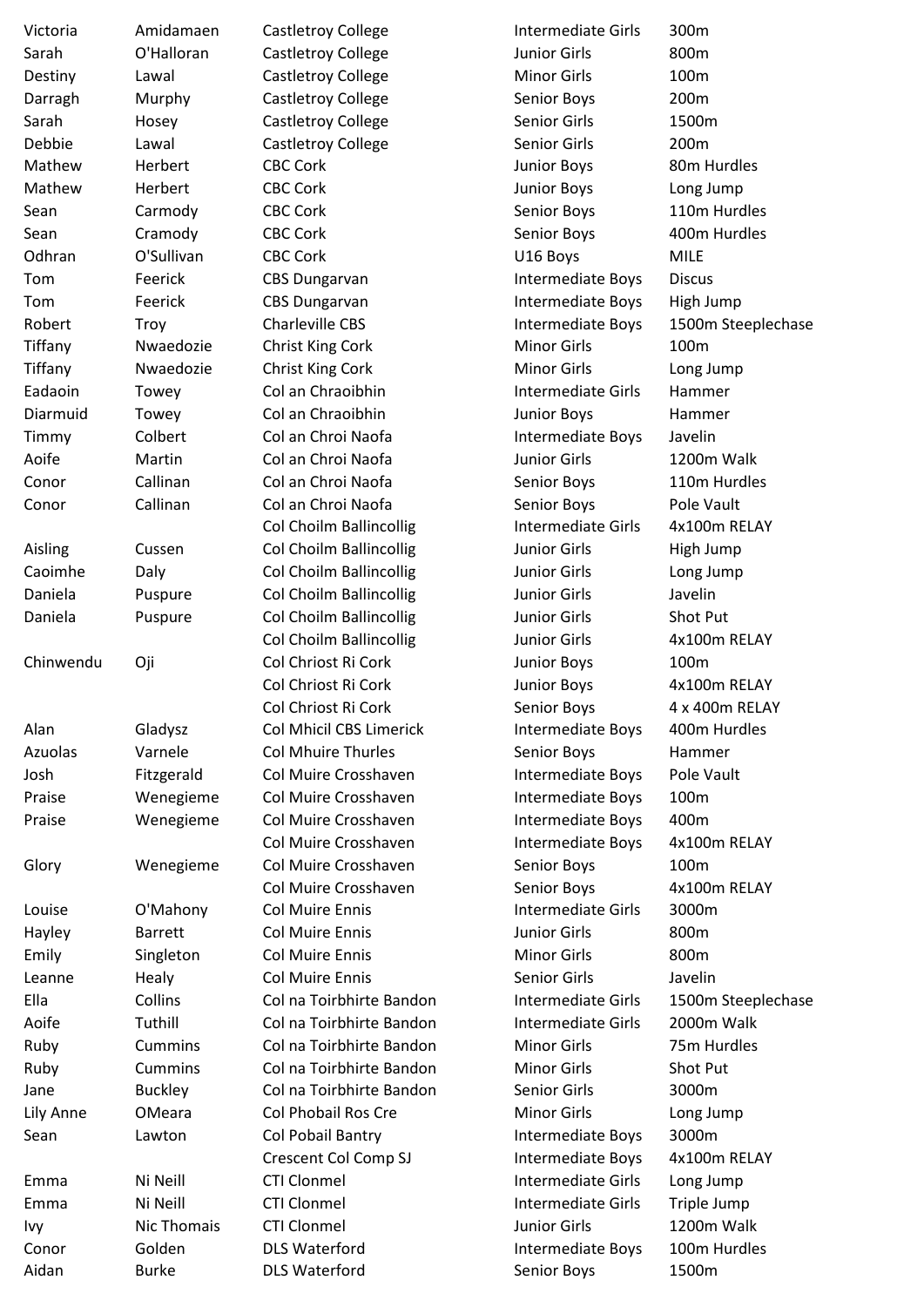| | | | | |
|---|---|---|---|---|
| Victoria | Amidamaen | Castletroy College | Intermediate Girls | 300m |
| Sarah | O'Halloran | Castletroy College | Junior Girls | 800m |
| Destiny | Lawal | Castletroy College | Minor Girls | 100m |
| Darragh | Murphy | Castletroy College | Senior Boys | 200m |
| Sarah | Hosey | Castletroy College | Senior Girls | 1500m |
| Debbie | Lawal | Castletroy College | Senior Girls | 200m |
| Mathew | Herbert | CBC Cork | Junior Boys | 80m Hurdles |
| Mathew | Herbert | CBC Cork | Junior Boys | Long Jump |
| Sean | Carmody | CBC Cork | Senior Boys | 110m Hurdles |
| Sean | Cramody | CBC Cork | Senior Boys | 400m Hurdles |
| Odhran | O'Sullivan | CBC Cork | U16 Boys | MILE |
| Tom | Feerick | CBS Dungarvan | Intermediate Boys | Discus |
| Tom | Feerick | CBS Dungarvan | Intermediate Boys | High Jump |
| Robert | Troy | Charleville CBS | Intermediate Boys | 1500m Steeplechase |
| Tiffany | Nwaedozie | Christ King Cork | Minor Girls | 100m |
| Tiffany | Nwaedozie | Christ King Cork | Minor Girls | Long Jump |
| Eadaoin | Towey | Col an Chraoibhin | Intermediate Girls | Hammer |
| Diarmuid | Towey | Col an Chraoibhin | Junior Boys | Hammer |
| Timmy | Colbert | Col an Chroi Naofa | Intermediate Boys | Javelin |
| Aoife | Martin | Col an Chroi Naofa | Junior Girls | 1200m Walk |
| Conor | Callinan | Col an Chroi Naofa | Senior Boys | 110m Hurdles |
| Conor | Callinan | Col an Chroi Naofa | Senior Boys | Pole Vault |
| | | Col Choilm Ballincollig | Intermediate Girls | 4x100m RELAY |
| Aisling | Cussen | Col Choilm Ballincollig | Junior Girls | High Jump |
| Caoimhe | Daly | Col Choilm Ballincollig | Junior Girls | Long Jump |
| Daniela | Puspure | Col Choilm Ballincollig | Junior Girls | Javelin |
| Daniela | Puspure | Col Choilm Ballincollig | Junior Girls | Shot Put |
| | | Col Choilm Ballincollig | Junior Girls | 4x100m RELAY |
| Chinwendu | Oji | Col Chriost Ri Cork | Junior Boys | 100m |
| | | Col Chriost Ri Cork | Junior Boys | 4x100m RELAY |
| | | Col Chriost Ri Cork | Senior Boys | 4 x 400m RELAY |
| Alan | Gladysz | Col Mhicil CBS Limerick | Intermediate Boys | 400m Hurdles |
| Azuolas | Varnele | Col Mhuire Thurles | Senior Boys | Hammer |
| Josh | Fitzgerald | Col Muire Crosshaven | Intermediate Boys | Pole Vault |
| Praise | Wenegieme | Col Muire Crosshaven | Intermediate Boys | 100m |
| Praise | Wenegieme | Col Muire Crosshaven | Intermediate Boys | 400m |
| | | Col Muire Crosshaven | Intermediate Boys | 4x100m RELAY |
| Glory | Wenegieme | Col Muire Crosshaven | Senior Boys | 100m |
| | | Col Muire Crosshaven | Senior Boys | 4x100m RELAY |
| Louise | O'Mahony | Col Muire Ennis | Intermediate Girls | 3000m |
| Hayley | Barrett | Col Muire Ennis | Junior Girls | 800m |
| Emily | Singleton | Col Muire Ennis | Minor Girls | 800m |
| Leanne | Healy | Col Muire Ennis | Senior Girls | Javelin |
| Ella | Collins | Col na Toirbhirte Bandon | Intermediate Girls | 1500m Steeplechase |
| Aoife | Tuthill | Col na Toirbhirte Bandon | Intermediate Girls | 2000m Walk |
| Ruby | Cummins | Col na Toirbhirte Bandon | Minor Girls | 75m Hurdles |
| Ruby | Cummins | Col na Toirbhirte Bandon | Minor Girls | Shot Put |
| Jane | Buckley | Col na Toirbhirte Bandon | Senior Girls | 3000m |
| Lily Anne | OMeara | Col Phobail Ros Cre | Minor Girls | Long Jump |
| Sean | Lawton | Col Pobail Bantry | Intermediate Boys | 3000m |
| | | Crescent Col Comp SJ | Intermediate Boys | 4x100m RELAY |
| Emma | Ni Neill | CTI Clonmel | Intermediate Girls | Long Jump |
| Emma | Ni Neill | CTI Clonmel | Intermediate Girls | Triple Jump |
| Ivy | Nic Thomais | CTI Clonmel | Junior Girls | 1200m Walk |
| Conor | Golden | DLS Waterford | Intermediate Boys | 100m Hurdles |
| Aidan | Burke | DLS Waterford | Senior Boys | 1500m |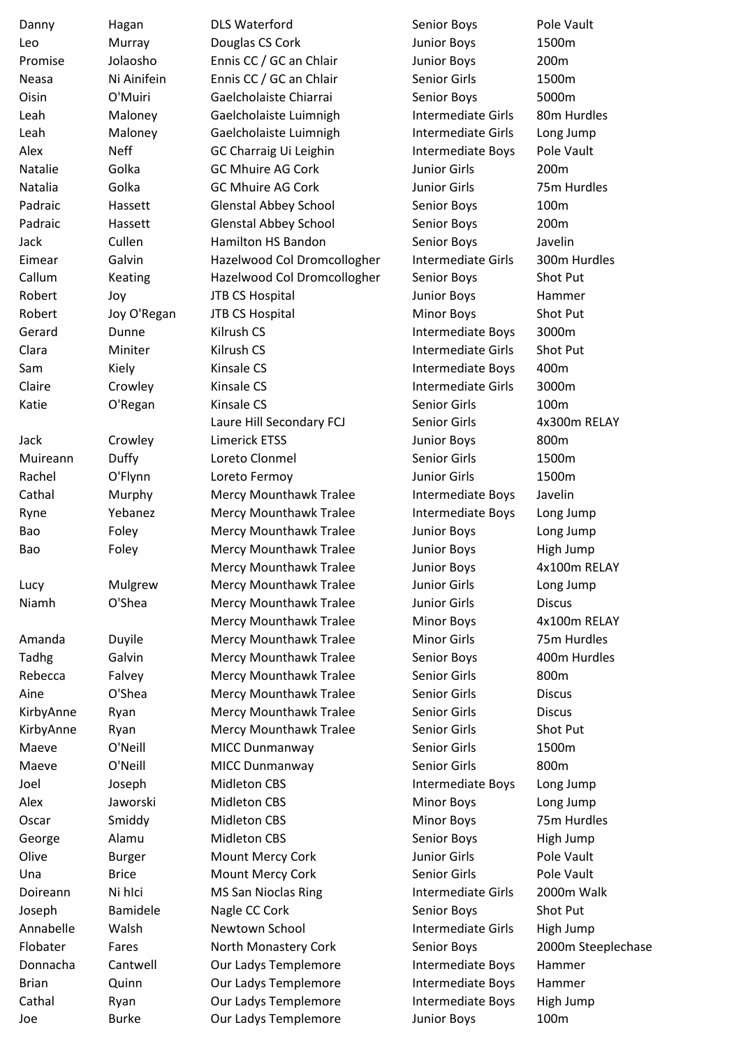| | | | | |
|---|---|---|---|---|
| Danny | Hagan | DLS Waterford | Senior Boys | Pole Vault |
| Leo | Murray | Douglas CS Cork | Junior Boys | 1500m |
| Promise | Jolaosho | Ennis CC / GC an Chlair | Junior Boys | 200m |
| Neasa | Ni Ainifein | Ennis CC / GC an Chlair | Senior Girls | 1500m |
| Oisin | O'Muiri | Gaelcholaiste Chiarrai | Senior Boys | 5000m |
| Leah | Maloney | Gaelcholaiste Luimnigh | Intermediate Girls | 80m Hurdles |
| Leah | Maloney | Gaelcholaiste Luimnigh | Intermediate Girls | Long Jump |
| Alex | Neff | GC Charraig Ui Leighin | Intermediate Boys | Pole Vault |
| Natalie | Golka | GC Mhuire AG Cork | Junior Girls | 200m |
| Natalia | Golka | GC Mhuire AG Cork | Junior Girls | 75m Hurdles |
| Padraic | Hassett | Glenstal Abbey School | Senior Boys | 100m |
| Padraic | Hassett | Glenstal Abbey School | Senior Boys | 200m |
| Jack | Cullen | Hamilton HS Bandon | Senior Boys | Javelin |
| Eimear | Galvin | Hazelwood Col Dromcollogher | Intermediate Girls | 300m Hurdles |
| Callum | Keating | Hazelwood Col Dromcollogher | Senior Boys | Shot Put |
| Robert | Joy | JTB CS Hospital | Junior Boys | Hammer |
| Robert | Joy O'Regan | JTB CS Hospital | Minor Boys | Shot Put |
| Gerard | Dunne | Kilrush CS | Intermediate Boys | 3000m |
| Clara | Miniter | Kilrush CS | Intermediate Girls | Shot Put |
| Sam | Kiely | Kinsale CS | Intermediate Boys | 400m |
| Claire | Crowley | Kinsale CS | Intermediate Girls | 3000m |
| Katie | O'Regan | Kinsale CS | Senior Girls | 100m |
| | | Laure Hill Secondary FCJ | Senior Girls | 4x300m RELAY |
| Jack | Crowley | Limerick ETSS | Junior Boys | 800m |
| Muireann | Duffy | Loreto Clonmel | Senior Girls | 1500m |
| Rachel | O'Flynn | Loreto Fermoy | Junior Girls | 1500m |
| Cathal | Murphy | Mercy Mounthawk Tralee | Intermediate Boys | Javelin |
| Ryne | Yebanez | Mercy Mounthawk Tralee | Intermediate Boys | Long Jump |
| Bao | Foley | Mercy Mounthawk Tralee | Junior Boys | Long Jump |
| Bao | Foley | Mercy Mounthawk Tralee | Junior Boys | High Jump |
| | | Mercy Mounthawk Tralee | Junior Boys | 4x100m RELAY |
| Lucy | Mulgrew | Mercy Mounthawk Tralee | Junior Girls | Long Jump |
| Niamh | O'Shea | Mercy Mounthawk Tralee | Junior Girls | Discus |
| | | Mercy Mounthawk Tralee | Minor Boys | 4x100m RELAY |
| Amanda | Duyile | Mercy Mounthawk Tralee | Minor Girls | 75m Hurdles |
| Tadhg | Galvin | Mercy Mounthawk Tralee | Senior Boys | 400m Hurdles |
| Rebecca | Falvey | Mercy Mounthawk Tralee | Senior Girls | 800m |
| Aine | O'Shea | Mercy Mounthawk Tralee | Senior Girls | Discus |
| KirbyAnne | Ryan | Mercy Mounthawk Tralee | Senior Girls | Discus |
| KirbyAnne | Ryan | Mercy Mounthawk Tralee | Senior Girls | Shot Put |
| Maeve | O'Neill | MICC Dunmanway | Senior Girls | 1500m |
| Maeve | O'Neill | MICC Dunmanway | Senior Girls | 800m |
| Joel | Joseph | Midleton CBS | Intermediate Boys | Long Jump |
| Alex | Jaworski | Midleton CBS | Minor Boys | Long Jump |
| Oscar | Smiddy | Midleton CBS | Minor Boys | 75m Hurdles |
| George | Alamu | Midleton CBS | Senior Boys | High Jump |
| Olive | Burger | Mount Mercy Cork | Junior Girls | Pole Vault |
| Una | Brice | Mount Mercy Cork | Senior Girls | Pole Vault |
| Doireann | Ni hIci | MS San Nioclas Ring | Intermediate Girls | 2000m Walk |
| Joseph | Bamidele | Nagle CC Cork | Senior Boys | Shot Put |
| Annabelle | Walsh | Newtown School | Intermediate Girls | High Jump |
| Flobater | Fares | North Monastery Cork | Senior Boys | 2000m Steeplechase |
| Donnacha | Cantwell | Our Ladys Templemore | Intermediate Boys | Hammer |
| Brian | Quinn | Our Ladys Templemore | Intermediate Boys | Hammer |
| Cathal | Ryan | Our Ladys Templemore | Intermediate Boys | High Jump |
| Joe | Burke | Our Ladys Templemore | Junior Boys | 100m |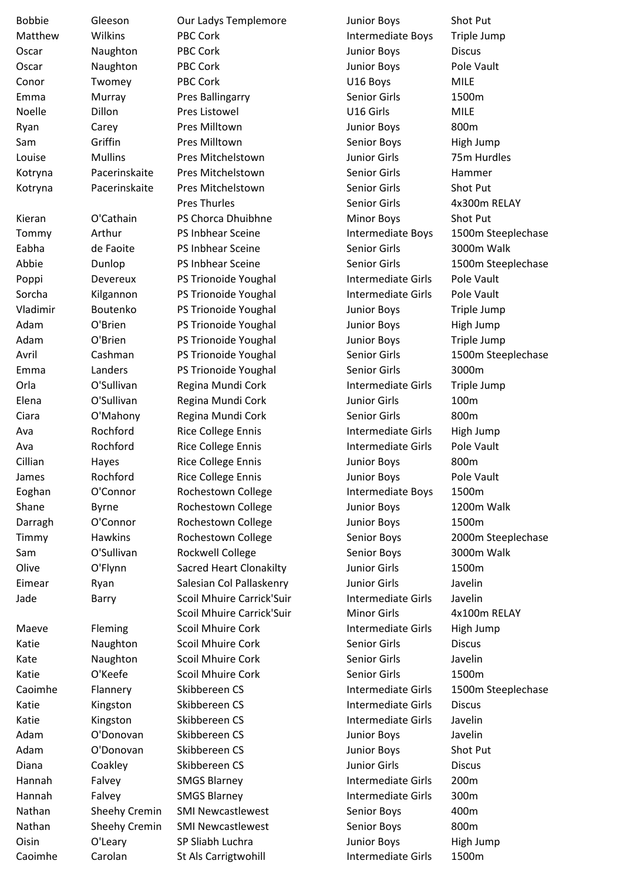| | | | | |
|---|---|---|---|---|
| Bobbie | Gleeson | Our Ladys Templemore | Junior Boys | Shot Put |
| Matthew | Wilkins | PBC Cork | Intermediate Boys | Triple Jump |
| Oscar | Naughton | PBC Cork | Junior Boys | Discus |
| Oscar | Naughton | PBC Cork | Junior Boys | Pole Vault |
| Conor | Twomey | PBC Cork | U16 Boys | MILE |
| Emma | Murray | Pres Ballingarry | Senior Girls | 1500m |
| Noelle | Dillon | Pres Listowel | U16 Girls | MILE |
| Ryan | Carey | Pres Milltown | Junior Boys | 800m |
| Sam | Griffin | Pres Milltown | Senior Boys | High Jump |
| Louise | Mullins | Pres Mitchelstown | Junior Girls | 75m Hurdles |
| Kotryna | Pacerinskaite | Pres Mitchelstown | Senior Girls | Hammer |
| Kotryna | Pacerinskaite | Pres Mitchelstown | Senior Girls | Shot Put |
| | | Pres Thurles | Senior Girls | 4x300m RELAY |
| Kieran | O'Cathain | PS Chorca Dhuibhne | Minor Boys | Shot Put |
| Tommy | Arthur | PS Inbhear Sceine | Intermediate Boys | 1500m Steeplechase |
| Eabha | de Faoite | PS Inbhear Sceine | Senior Girls | 3000m Walk |
| Abbie | Dunlop | PS Inbhear Sceine | Senior Girls | 1500m Steeplechase |
| Poppi | Devereux | PS Trionoide Youghal | Intermediate Girls | Pole Vault |
| Sorcha | Kilgannon | PS Trionoide Youghal | Intermediate Girls | Pole Vault |
| Vladimir | Boutenko | PS Trionoide Youghal | Junior Boys | Triple Jump |
| Adam | O'Brien | PS Trionoide Youghal | Junior Boys | High Jump |
| Adam | O'Brien | PS Trionoide Youghal | Junior Boys | Triple Jump |
| Avril | Cashman | PS Trionoide Youghal | Senior Girls | 1500m Steeplechase |
| Emma | Landers | PS Trionoide Youghal | Senior Girls | 3000m |
| Orla | O'Sullivan | Regina Mundi Cork | Intermediate Girls | Triple Jump |
| Elena | O'Sullivan | Regina Mundi Cork | Junior Girls | 100m |
| Ciara | O'Mahony | Regina Mundi Cork | Senior Girls | 800m |
| Ava | Rochford | Rice College Ennis | Intermediate Girls | High Jump |
| Ava | Rochford | Rice College Ennis | Intermediate Girls | Pole Vault |
| Cillian | Hayes | Rice College Ennis | Junior Boys | 800m |
| James | Rochford | Rice College Ennis | Junior Boys | Pole Vault |
| Eoghan | O'Connor | Rochestown College | Intermediate Boys | 1500m |
| Shane | Byrne | Rochestown College | Junior Boys | 1200m Walk |
| Darragh | O'Connor | Rochestown College | Junior Boys | 1500m |
| Timmy | Hawkins | Rochestown College | Senior Boys | 2000m Steeplechase |
| Sam | O'Sullivan | Rockwell College | Senior Boys | 3000m Walk |
| Olive | O'Flynn | Sacred Heart Clonakilty | Junior Girls | 1500m |
| Eimear | Ryan | Salesian Col Pallaskenry | Junior Girls | Javelin |
| Jade | Barry | Scoil Mhuire Carrick'Suir | Intermediate Girls | Javelin |
| | | Scoil Mhuire Carrick'Suir | Minor Girls | 4x100m RELAY |
| Maeve | Fleming | Scoil Mhuire Cork | Intermediate Girls | High Jump |
| Katie | Naughton | Scoil Mhuire Cork | Senior Girls | Discus |
| Kate | Naughton | Scoil Mhuire Cork | Senior Girls | Javelin |
| Katie | O'Keefe | Scoil Mhuire Cork | Senior Girls | 1500m |
| Caoimhe | Flannery | Skibbereen CS | Intermediate Girls | 1500m Steeplechase |
| Katie | Kingston | Skibbereen CS | Intermediate Girls | Discus |
| Katie | Kingston | Skibbereen CS | Intermediate Girls | Javelin |
| Adam | O'Donovan | Skibbereen CS | Junior Boys | Javelin |
| Adam | O'Donovan | Skibbereen CS | Junior Boys | Shot Put |
| Diana | Coakley | Skibbereen CS | Junior Girls | Discus |
| Hannah | Falvey | SMGS Blarney | Intermediate Girls | 200m |
| Hannah | Falvey | SMGS Blarney | Intermediate Girls | 300m |
| Nathan | Sheehy Cremin | SMI Newcastlewest | Senior Boys | 400m |
| Nathan | Sheehy Cremin | SMI Newcastlewest | Senior Boys | 800m |
| Oisin | O'Leary | SP Sliabh Luchra | Junior Boys | High Jump |
| Caoimhe | Carolan | St Als Carrigtwohill | Intermediate Girls | 1500m |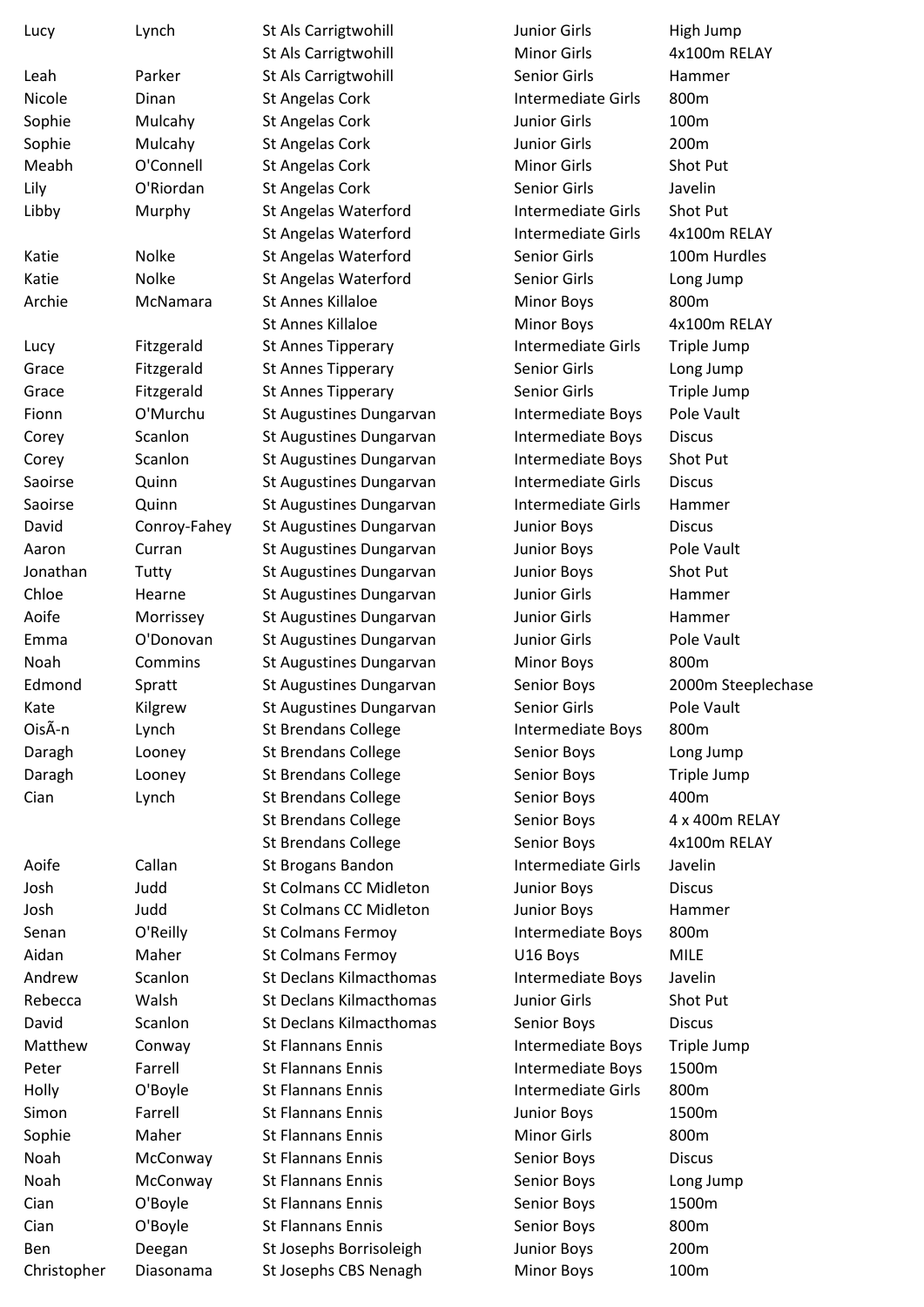| | | | | |
|---|---|---|---|---|
| Lucy | Lynch | St Als Carrigtwohill | Junior Girls | High Jump |
| | | St Als Carrigtwohill | Minor Girls | 4x100m RELAY |
| Leah | Parker | St Als Carrigtwohill | Senior Girls | Hammer |
| Nicole | Dinan | St Angelas Cork | Intermediate Girls | 800m |
| Sophie | Mulcahy | St Angelas Cork | Junior Girls | 100m |
| Sophie | Mulcahy | St Angelas Cork | Junior Girls | 200m |
| Meabh | O'Connell | St Angelas Cork | Minor Girls | Shot Put |
| Lily | O'Riordan | St Angelas Cork | Senior Girls | Javelin |
| Libby | Murphy | St Angelas Waterford | Intermediate Girls | Shot Put |
| | | St Angelas Waterford | Intermediate Girls | 4x100m RELAY |
| Katie | Nolke | St Angelas Waterford | Senior Girls | 100m Hurdles |
| Katie | Nolke | St Angelas Waterford | Senior Girls | Long Jump |
| Archie | McNamara | St Annes Killaloe | Minor Boys | 800m |
| | | St Annes Killaloe | Minor Boys | 4x100m RELAY |
| Lucy | Fitzgerald | St Annes Tipperary | Intermediate Girls | Triple Jump |
| Grace | Fitzgerald | St Annes Tipperary | Senior Girls | Long Jump |
| Grace | Fitzgerald | St Annes Tipperary | Senior Girls | Triple Jump |
| Fionn | O'Murchu | St Augustines Dungarvan | Intermediate Boys | Pole Vault |
| Corey | Scanlon | St Augustines Dungarvan | Intermediate Boys | Discus |
| Corey | Scanlon | St Augustines Dungarvan | Intermediate Boys | Shot Put |
| Saoirse | Quinn | St Augustines Dungarvan | Intermediate Girls | Discus |
| Saoirse | Quinn | St Augustines Dungarvan | Intermediate Girls | Hammer |
| David | Conroy-Fahey | St Augustines Dungarvan | Junior Boys | Discus |
| Aaron | Curran | St Augustines Dungarvan | Junior Boys | Pole Vault |
| Jonathan | Tutty | St Augustines Dungarvan | Junior Boys | Shot Put |
| Chloe | Hearne | St Augustines Dungarvan | Junior Girls | Hammer |
| Aoife | Morrissey | St Augustines Dungarvan | Junior Girls | Hammer |
| Emma | O'Donovan | St Augustines Dungarvan | Junior Girls | Pole Vault |
| Noah | Commins | St Augustines Dungarvan | Minor Boys | 800m |
| Edmond | Spratt | St Augustines Dungarvan | Senior Boys | 2000m Steeplechase |
| Kate | Kilgrew | St Augustines Dungarvan | Senior Girls | Pole Vault |
| OisÃ-n | Lynch | St Brendans College | Intermediate Boys | 800m |
| Daragh | Looney | St Brendans College | Senior Boys | Long Jump |
| Daragh | Looney | St Brendans College | Senior Boys | Triple Jump |
| Cian | Lynch | St Brendans College | Senior Boys | 400m |
| | | St Brendans College | Senior Boys | 4 x 400m RELAY |
| | | St Brendans College | Senior Boys | 4x100m RELAY |
| Aoife | Callan | St Brogans Bandon | Intermediate Girls | Javelin |
| Josh | Judd | St Colmans CC Midleton | Junior Boys | Discus |
| Josh | Judd | St Colmans CC Midleton | Junior Boys | Hammer |
| Senan | O'Reilly | St Colmans Fermoy | Intermediate Boys | 800m |
| Aidan | Maher | St Colmans Fermoy | U16 Boys | MILE |
| Andrew | Scanlon | St Declans Kilmacthomas | Intermediate Boys | Javelin |
| Rebecca | Walsh | St Declans Kilmacthomas | Junior Girls | Shot Put |
| David | Scanlon | St Declans Kilmacthomas | Senior Boys | Discus |
| Matthew | Conway | St Flannans Ennis | Intermediate Boys | Triple Jump |
| Peter | Farrell | St Flannans Ennis | Intermediate Boys | 1500m |
| Holly | O'Boyle | St Flannans Ennis | Intermediate Girls | 800m |
| Simon | Farrell | St Flannans Ennis | Junior Boys | 1500m |
| Sophie | Maher | St Flannans Ennis | Minor Girls | 800m |
| Noah | McConway | St Flannans Ennis | Senior Boys | Discus |
| Noah | McConway | St Flannans Ennis | Senior Boys | Long Jump |
| Cian | O'Boyle | St Flannans Ennis | Senior Boys | 1500m |
| Cian | O'Boyle | St Flannans Ennis | Senior Boys | 800m |
| Ben | Deegan | St Josephs Borrisoleigh | Junior Boys | 200m |
| Christopher | Diasonama | St Josephs CBS Nenagh | Minor Boys | 100m |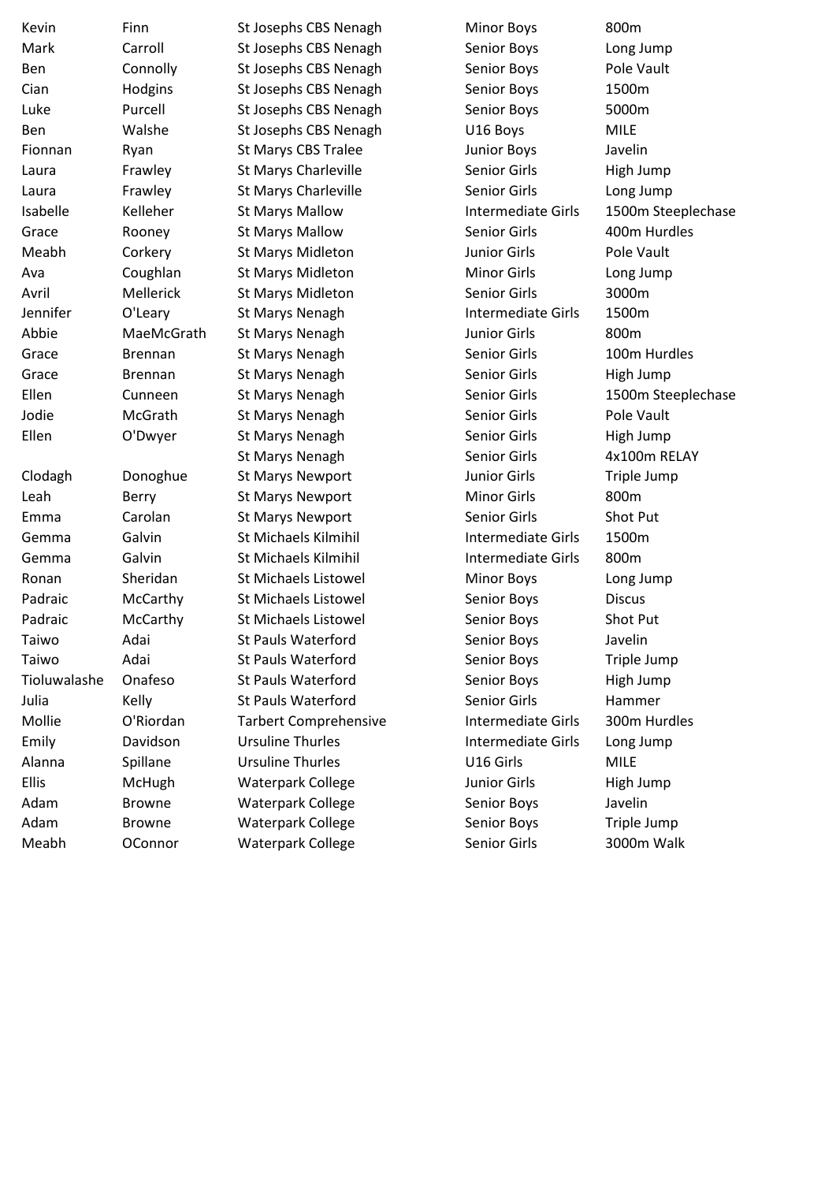| | | | | |
|---|---|---|---|---|
| Kevin | Finn | St Josephs CBS Nenagh | Minor Boys | 800m |
| Mark | Carroll | St Josephs CBS Nenagh | Senior Boys | Long Jump |
| Ben | Connolly | St Josephs CBS Nenagh | Senior Boys | Pole Vault |
| Cian | Hodgins | St Josephs CBS Nenagh | Senior Boys | 1500m |
| Luke | Purcell | St Josephs CBS Nenagh | Senior Boys | 5000m |
| Ben | Walshe | St Josephs CBS Nenagh | U16 Boys | MILE |
| Fionnan | Ryan | St Marys CBS Tralee | Junior Boys | Javelin |
| Laura | Frawley | St Marys Charleville | Senior Girls | High Jump |
| Laura | Frawley | St Marys Charleville | Senior Girls | Long Jump |
| Isabelle | Kelleher | St Marys Mallow | Intermediate Girls | 1500m Steeplechase |
| Grace | Rooney | St Marys Mallow | Senior Girls | 400m Hurdles |
| Meabh | Corkery | St Marys Midleton | Junior Girls | Pole Vault |
| Ava | Coughlan | St Marys Midleton | Minor Girls | Long Jump |
| Avril | Mellerick | St Marys Midleton | Senior Girls | 3000m |
| Jennifer | O'Leary | St Marys Nenagh | Intermediate Girls | 1500m |
| Abbie | MaeMcGrath | St Marys Nenagh | Junior Girls | 800m |
| Grace | Brennan | St Marys Nenagh | Senior Girls | 100m Hurdles |
| Grace | Brennan | St Marys Nenagh | Senior Girls | High Jump |
| Ellen | Cunneen | St Marys Nenagh | Senior Girls | 1500m Steeplechase |
| Jodie | McGrath | St Marys Nenagh | Senior Girls | Pole Vault |
| Ellen | O'Dwyer | St Marys Nenagh | Senior Girls | High Jump |
| | | St Marys Nenagh | Senior Girls | 4x100m RELAY |
| Clodagh | Donoghue | St Marys Newport | Junior Girls | Triple Jump |
| Leah | Berry | St Marys Newport | Minor Girls | 800m |
| Emma | Carolan | St Marys Newport | Senior Girls | Shot Put |
| Gemma | Galvin | St Michaels Kilmihil | Intermediate Girls | 1500m |
| Gemma | Galvin | St Michaels Kilmihil | Intermediate Girls | 800m |
| Ronan | Sheridan | St Michaels Listowel | Minor Boys | Long Jump |
| Padraic | McCarthy | St Michaels Listowel | Senior Boys | Discus |
| Padraic | McCarthy | St Michaels Listowel | Senior Boys | Shot Put |
| Taiwo | Adai | St Pauls Waterford | Senior Boys | Javelin |
| Taiwo | Adai | St Pauls Waterford | Senior Boys | Triple Jump |
| Tioluwalashe | Onafeso | St Pauls Waterford | Senior Boys | High Jump |
| Julia | Kelly | St Pauls Waterford | Senior Girls | Hammer |
| Mollie | O'Riordan | Tarbert Comprehensive | Intermediate Girls | 300m Hurdles |
| Emily | Davidson | Ursuline Thurles | Intermediate Girls | Long Jump |
| Alanna | Spillane | Ursuline Thurles | U16 Girls | MILE |
| Ellis | McHugh | Waterpark College | Junior Girls | High Jump |
| Adam | Browne | Waterpark College | Senior Boys | Javelin |
| Adam | Browne | Waterpark College | Senior Boys | Triple Jump |
| Meabh | OConnor | Waterpark College | Senior Girls | 3000m Walk |